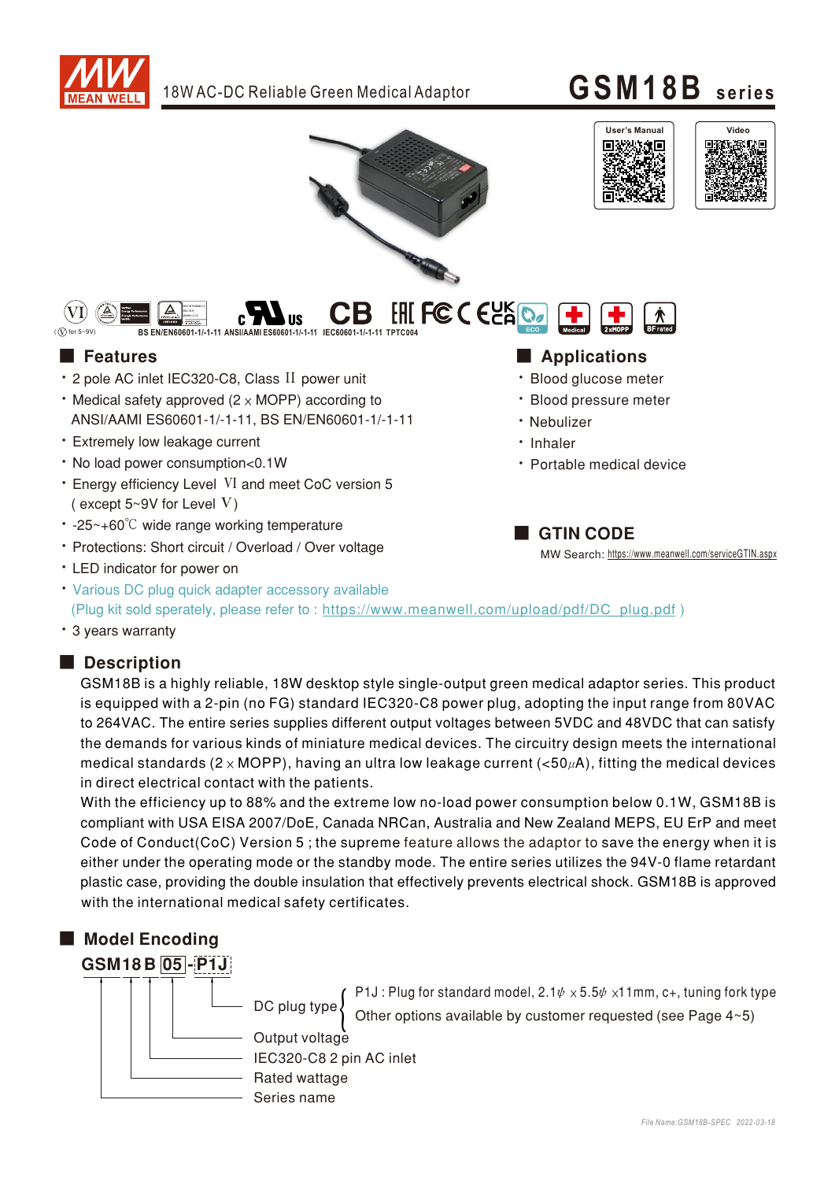# GSM18B series

18W AC-DC Reliable Green Medical Adaptor

User's Manual | Video

(Ⅴ) for 5~9V)

BS EN/EN60601-1/-1-11 ANSI/AAMI ES60601-1/-1-11 IEC60601-1/-1-11 TPTC004

## ■ Features

- 2 pole AC inlet IEC320-C8, Class Ⅱ power unit
- Medical safety approved (2 × MOPP) according to ANSI/AAMI ES60601-1/-1-11, BS EN/EN60601-1/-1-11
- Extremely low leakage current
- No load power consumption<0.1W
- Energy efficiency Level Ⅵ and meet CoC version 5 ( except 5~9V for Level Ⅴ)
- -25~+60℃ wide range working temperature
- Protections: Short circuit / Overload / Over voltage
- LED indicator for power on
- Various DC plug quick adapter accessory available (Plug kit sold sperately, please refer to : https://www.meanwell.com/upload/pdf/DC_plug.pdf )
- 3 years warranty

## ■ Applications

- Blood glucose meter
- Blood pressure meter
- Nebulizer
- Inhaler
- Portable medical device

## ■ GTIN CODE

MW Search: https://www.meanwell.com/serviceGTIN.aspx

## ■ Description

GSM18B is a highly reliable, 18W desktop style single-output green medical adaptor series. This product is equipped with a 2-pin (no FG) standard IEC320-C8 power plug, adopting the input range from 80VAC to 264VAC. The entire series supplies different output voltages between 5VDC and 48VDC that can satisfy the demands for various kinds of miniature medical devices. The circuitry design meets the international medical standards (2 × MOPP), having an ultra low leakage current (<50μA), fitting the medical devices in direct electrical contact with the patients.

With the efficiency up to 88% and the extreme low no-load power consumption below 0.1W, GSM18B is compliant with USA EISA 2007/DoE, Canada NRCan, Australia and New Zealand MEPS, EU ErP and meet Code of Conduct(CoC) Version 5 ; the supreme feature allows the adaptor to save the energy when it is either under the operating mode or the standby mode. The entire series utilizes the 94V-0 flame retardant plastic case, providing the double insulation that effectively prevents electrical shock. GSM18B is approved with the international medical safety certificates.

## ■ Model Encoding

**GSM18 B 05 - P1J**

- P1J → DC plug type: P1J : Plug for standard model, 2.1φ × 5.5φ ×11mm, c+, tuning fork type; Other options available by customer requested (see Page 4~5)
- 05 → Output voltage
- B → IEC320-C8 2 pin AC inlet
- 18 → Rated wattage
- GSM → Series name

File Name:GSM18B-SPEC 2022-03-18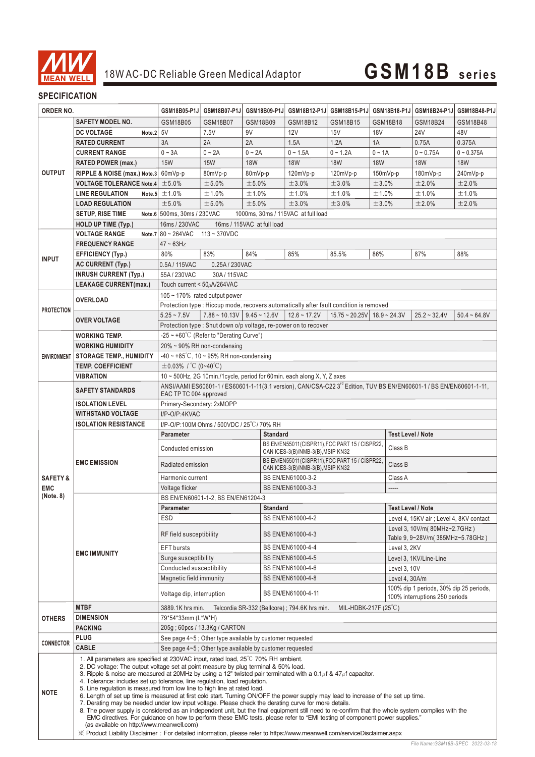# 18W AC-DC Reliable Green Medical Adaptor

# GSM18B series

## SPECIFICATION

| ORDER NO. | | GSM18B05-P1J | GSM18B07-P1J | GSM18B09-P1J | GSM18B12-P1J | GSM18B15-P1J | GSM18B18-P1J | GSM18B24-P1J | GSM18B48-P1J |
|---|---|---|---|---|---|---|---|---|---|
| | SAFETY MODEL NO. | GSM18B05 | GSM18B07 | GSM18B09 | GSM18B12 | GSM18B15 | GSM18B18 | GSM18B24 | GSM18B48 |
| OUTPUT | DC VOLTAGE Note.2 | 5V | 7.5V | 9V | 12V | 15V | 18V | 24V | 48V |
| | RATED CURRENT | 3A | 2A | 2A | 1.5A | 1.2A | 1A | 0.75A | 0.375A |
| | CURRENT RANGE | 0 ~ 3A | 0 ~ 2A | 0 ~ 2A | 0 ~ 1.5A | 0 ~ 1.2A | 0 ~ 1A | 0 ~ 0.75A | 0 ~ 0.375A |
| | RATED POWER (max.) | 15W | 15W | 18W | 18W | 18W | 18W | 18W | 18W |
| | RIPPLE & NOISE (max.) Note.3 | 60mVp-p | 80mVp-p | 80mVp-p | 120mVp-p | 120mVp-p | 150mVp-p | 180mVp-p | 240mVp-p |
| | VOLTAGE TOLERANCE Note.4 | ±5.0% | ±5.0% | ±5.0% | ±3.0% | ±3.0% | ±3.0% | ±2.0% | ±2.0% |
| | LINE REGULATION Note.5 | ±1.0% | ±1.0% | ±1.0% | ±1.0% | ±1.0% | ±1.0% | ±1.0% | ±1.0% |
| | LOAD REGULATION | ±5.0% | ±5.0% | ±5.0% | ±3.0% | ±3.0% | ±3.0% | ±2.0% | ±2.0% |
| | SETUP, RISE TIME Note.6 | 500ms, 30ms / 230VAC 1000ms, 30ms / 115VAC at full load | | | | | | | |
| | HOLD UP TIME (Typ.) | 16ms / 230VAC 16ms / 115VAC at full load | | | | | | | |
| INPUT | VOLTAGE RANGE Note.7 | 80 ~ 264VAC 113 ~ 370VDC | | | | | | | |
| | FREQUENCY RANGE | 47 ~ 63Hz | | | | | | | |
| | EFFICIENCY (Typ.) | 80% | 83% | 84% | 85% | 85.5% | 86% | 87% | 88% |
| | AC CURRENT (Typ.) | 0.5A / 115VAC 0.25A / 230VAC | | | | | | | |
| | INRUSH CURRENT (Typ.) | 55A / 230VAC 30A / 115VAC | | | | | | | |
| | LEAKAGE CURRENT(max.) | Touch current < 50μA/264VAC | | | | | | | |
| PROTECTION | OVERLOAD | 105 ~ 170% rated output power | | | | | | | |
| | | Protection type : Hiccup mode, recovers automatically after fault condition is removed | | | | | | | |
| | OVER VOLTAGE | 5.25 ~ 7.5V | 7.88 ~ 10.13V | 9.45 ~ 12.6V | 12.6 ~ 17.2V | 15.75 ~ 20.25V | 18.9 ~ 24.3V | 25.2 ~ 32.4V | 50.4 ~ 64.8V |
| | | Protection type : Shut down o/p voltage, re-power on to recover | | | | | | | |
| ENVIRONMENT | WORKING TEMP. | -25 ~ +60℃ (Refer to "Derating Curve") | | | | | | | |
| | WORKING HUMIDITY | 20% ~ 90% RH non-condensing | | | | | | | |
| | STORAGE TEMP., HUMIDITY | -40 ~ +85℃, 10 ~ 95% RH non-condensing | | | | | | | |
| | TEMP. COEFFICIENT | ±0.03% / ℃ (0~40℃) | | | | | | | |
| | VIBRATION | 10 ~ 500Hz, 2G 10min./1cycle, period for 60min. each along X, Y, Z axes | | | | | | | |
| SAFETY & EMC (Note. 8) | SAFETY STANDARDS | ANSI/AAMI ES60601-1 / ES60601-1-11(3.1 version), CAN/CSA-C22 3rd Edition, TUV BS EN/EN60601-1 / BS EN/EN60601-1-11, EAC TP TC 004 approved | | | | | | | |
| | ISOLATION LEVEL | Primary-Secondary: 2xMOPP | | | | | | | |
| | WITHSTAND VOLTAGE | I/P-O/P:4KVAC | | | | | | | |
| | ISOLATION RESISTANCE | I/P-O/P:100M Ohms / 500VDC / 25℃/ 70% RH | | | | | | | |
| | EMC EMISSION | **Parameter** | | **Standard** | | | **Test Level / Note** | | |
| | | Conducted emission | | BS EN/EN55011(CISPR11),FCC PART 15 / CISPR22, CAN ICES-3(B)/NMB-3(B),MSIP KN32 | | | Class B | | |
| | | Radiated emission | | BS EN/EN55011(CISPR11),FCC PART 15 / CISPR22, CAN ICES-3(B)/NMB-3(B),MSIP KN32 | | | Class B | | |
| | | Harmonic current | | BS EN/EN61000-3-2 | | | Class A | | |
| | | Voltage flicker | | BS EN/EN61000-3-3 | | | ----- | | |
| | EMC IMMUNITY | BS EN/EN60601-1-2, BS EN/EN61204-3 | | | | | | | |
| | | **Parameter** | | **Standard** | | | **Test Level / Note** | | |
| | | ESD | | BS EN/EN61000-4-2 | | | Level 4, 15KV air ; Level 4, 8KV contact | | |
| | | RF field susceptibility | | BS EN/EN61000-4-3 | | | Level 3, 10V/m( 80MHz~2.7GHz ) Table 9, 9~28V/m( 385MHz~5.78GHz ) | | |
| | | EFT bursts | | BS EN/EN61000-4-4 | | | Level 3, 2KV | | |
| | | Surge susceptibility | | BS EN/EN61000-4-5 | | | Level 3, 1KV/Line-Line | | |
| | | Conducted susceptibility | | BS EN/EN61000-4-6 | | | Level 3, 10V | | |
| | | Magnetic field immunity | | BS EN/EN61000-4-8 | | | Level 4, 30A/m | | |
| | | Voltage dip, interruption | | BS EN/EN61000-4-11 | | | 100% dip 1 periods, 30% dip 25 periods, 100% interruptions 250 periods | | |
| OTHERS | MTBF | 3889.1K hrs min. Telcordia SR-332 (Bellcore) ; 794.6K hrs min. MIL-HDBK-217F (25℃) | | | | | | | |
| | DIMENSION | 79*54*33mm (L*W*H) | | | | | | | |
| | PACKING | 205g ; 60pcs / 13.3Kg / CARTON | | | | | | | |
| CONNECTOR | PLUG | See page 4~5 ; Other type available by customer requested | | | | | | | |
| | CABLE | See page 4~5 ; Other type available by customer requested | | | | | | | |

**NOTE**

1. All parameters are specified at 230VAC input, rated load, 25℃ 70% RH ambient.
2. DC voltage: The output voltage set at point measure by plug terminal & 50% load.
3. Ripple & noise are measured at 20MHz by using a 12" twisted pair terminated with a 0.1μf & 47μf capacitor.
4. Tolerance: includes set up tolerance, line regulation, load regulation.
5. Line regulation is measured from low line to high line at rated load.
6. Length of set up time is measured at first cold start. Turning ON/OFF the power supply may lead to increase of the set up time.
7. Derating may be needed under low input voltage. Please check the derating curve for more details.
8. The power supply is considered as an independent unit, but the final equipment still need to re-confirm that the whole system complies with the EMC directives. For guidance on how to perform these EMC tests, please refer to "EMI testing of component power supplies." (as available on http://www.meanwell.com)

※ Product Liability Disclaimer : For detailed information, please refer to https://www.meanwell.com/serviceDisclaimer.aspx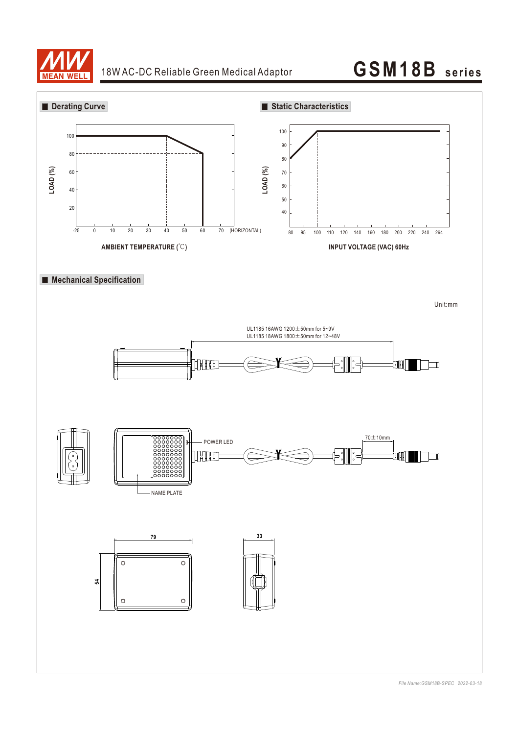## Derating Curve

LOAD (%)

100, 80, 60, 40, 20

-25, 0, 10, 20, 30, 40, 50, 60, 70 (HORIZONTAL)

AMBIENT TEMPERATURE (℃)

## Static Characteristics

LOAD (%)

100, 90, 80, 70, 60, 50, 40

80, 95, 100, 110, 120, 140, 160, 180, 200, 220, 240, 264

INPUT VOLTAGE (VAC) 60Hz

## Mechanical Specification

Unit:mm

UL1185 16AWG 1200±50mm for 5~9V
UL1185 18AWG 1800±50mm for 12~48V

POWER LED

NAME PLATE

70±10mm

79

54

33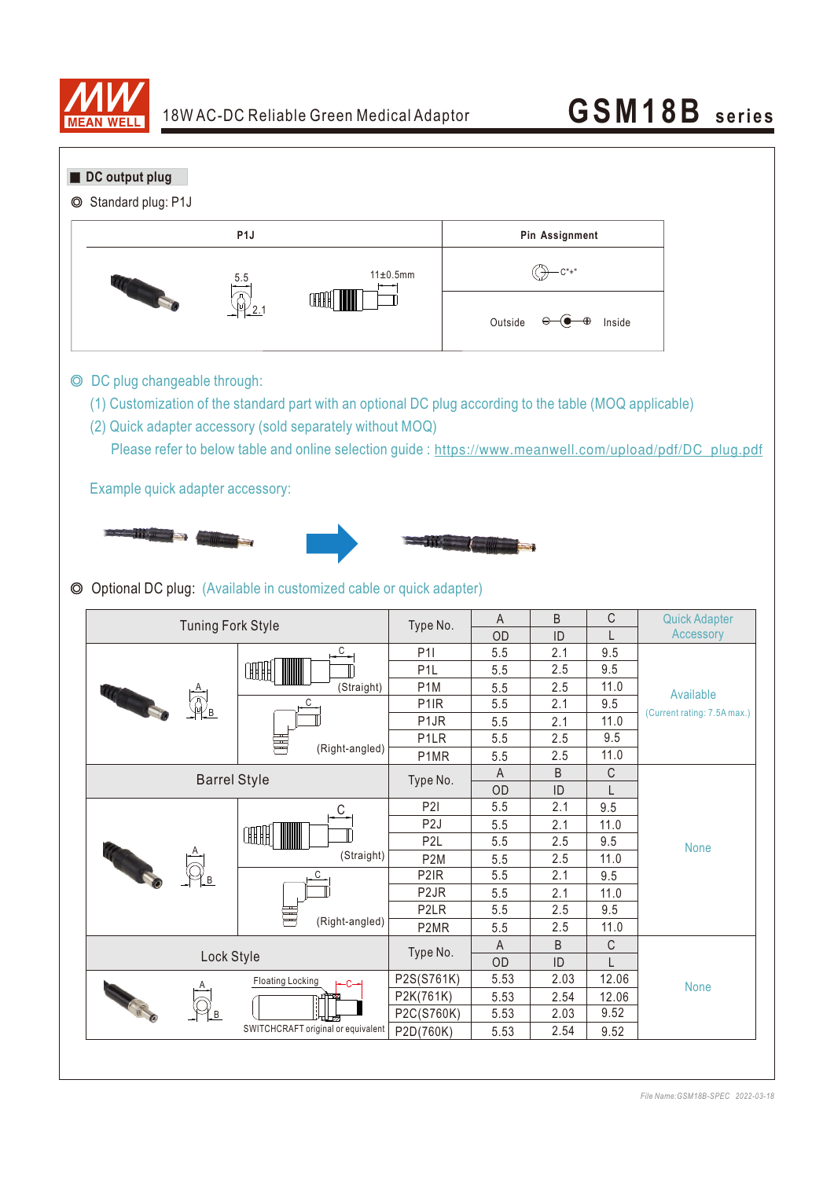## DC output plug

◎ Standard plug: P1J

| P1J | Pin Assignment |
|---|---|
| 5.5 / 2.1 / 11±0.5mm | Outside ⊖—●—⊕ Inside |

◎ DC plug changeable through:

(1) Customization of the standard part with an optional DC plug according to the table (MOQ applicable)

(2) Quick adapter accessory (sold separately without MOQ)

Please refer to below table and online selection guide : https://www.meanwell.com/upload/pdf/DC_plug.pdf

Example quick adapter accessory:

◎ Optional DC plug: (Available in customized cable or quick adapter)

| Tuning Fork Style | | Type No. | A OD | B ID | C L | Quick Adapter Accessory |
|---|---|---|---|---|---|---|
| | (Straight) | P1I | 5.5 | 2.1 | 9.5 | Available (Current rating: 7.5A max.) |
| | | P1L | 5.5 | 2.5 | 9.5 | |
| | | P1M | 5.5 | 2.5 | 11.0 | |
| | (Right-angled) | P1IR | 5.5 | 2.1 | 9.5 | |
| | | P1JR | 5.5 | 2.1 | 11.0 | |
| | | P1LR | 5.5 | 2.5 | 9.5 | |
| | | P1MR | 5.5 | 2.5 | 11.0 | |
| **Barrel Style** | | **Type No.** | **A OD** | **B ID** | **C L** | |
| | (Straight) | P2I | 5.5 | 2.1 | 9.5 | None |
| | | P2J | 5.5 | 2.1 | 11.0 | |
| | | P2L | 5.5 | 2.5 | 9.5 | |
| | | P2M | 5.5 | 2.5 | 11.0 | |
| | (Right-angled) | P2IR | 5.5 | 2.1 | 9.5 | |
| | | P2JR | 5.5 | 2.1 | 11.0 | |
| | | P2LR | 5.5 | 2.5 | 9.5 | |
| | | P2MR | 5.5 | 2.5 | 11.0 | |
| **Lock Style** | | **Type No.** | **A OD** | **B ID** | **C L** | |
| | Floating Locking; SWITCHCRAFT original or equivalent | P2S(S761K) | 5.53 | 2.03 | 12.06 | None |
| | | P2K(761K) | 5.53 | 2.54 | 12.06 | |
| | | P2C(S760K) | 5.53 | 2.03 | 9.52 | |
| | | P2D(760K) | 5.53 | 2.54 | 9.52 | |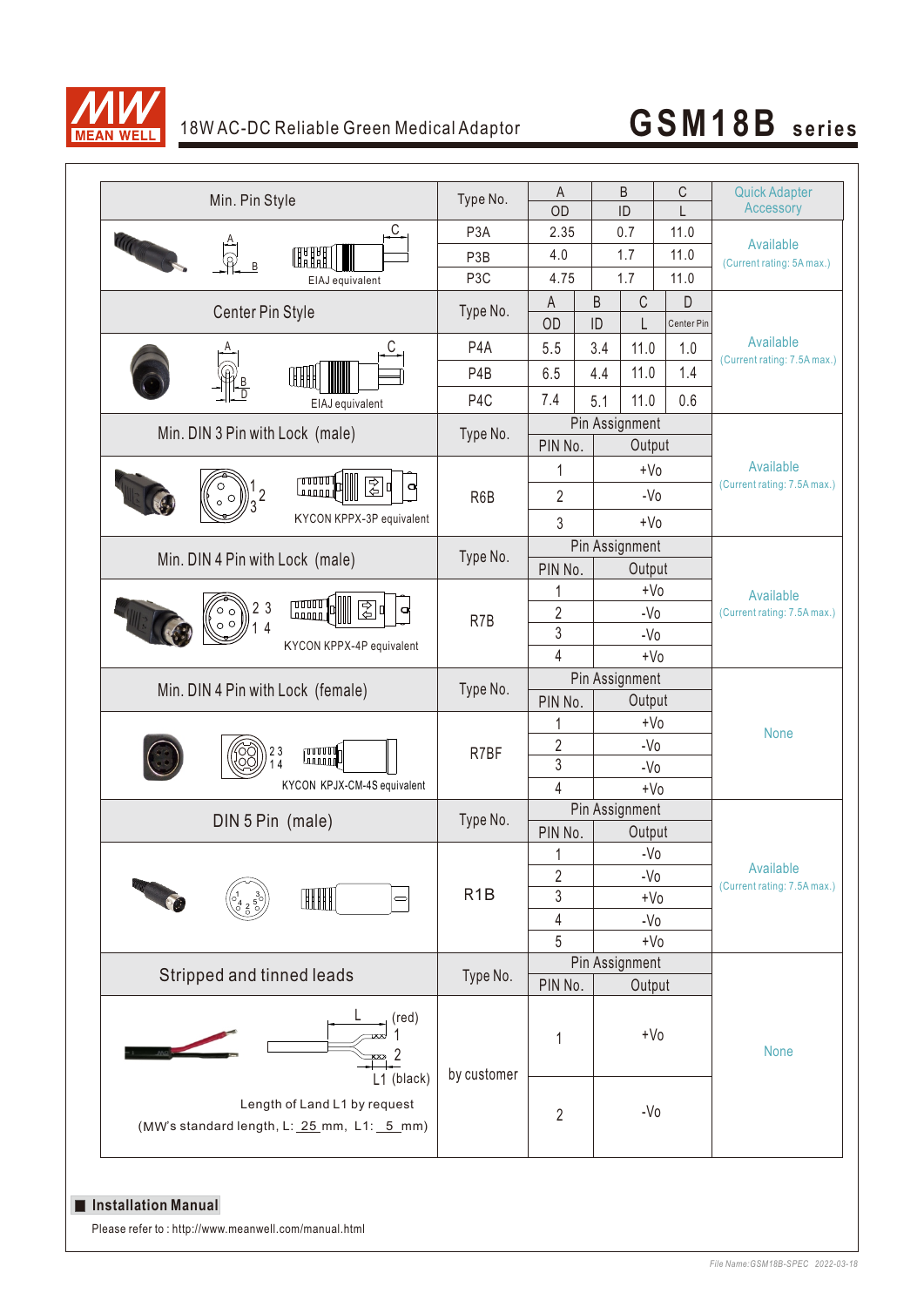# 18W AC-DC Reliable Green Medical Adaptor — GSM18B series

| Min. Pin Style | Type No. | A | B | C | Quick Adapter Accessory |
|---|---|---|---|---|---|
| | | OD | ID | L | |
| EIAJ equivalent | P3A | 2.35 | 0.7 | 11.0 | Available (Current rating: 5A max.) |
| | P3B | 4.0 | 1.7 | 11.0 | |
| | P3C | 4.75 | 1.7 | 11.0 | |

| Center Pin Style | Type No. | A | B | C | D | Quick Adapter Accessory |
|---|---|---|---|---|---|---|
| | | OD | ID | L | Center Pin | |
| EIAJ equivalent | P4A | 5.5 | 3.4 | 11.0 | 1.0 | Available (Current rating: 7.5A max.) |
| | P4B | 6.5 | 4.4 | 11.0 | 1.4 | |
| | P4C | 7.4 | 5.1 | 11.0 | 0.6 | |

| Min. DIN 3 Pin with Lock (male) | Type No. | Pin Assignment | | Quick Adapter Accessory |
|---|---|---|---|---|
| | | PIN No. | Output | |
| KYCON KPPX-3P equivalent | R6B | 1 | +Vo | Available (Current rating: 7.5A max.) |
| | | 2 | -Vo | |
| | | 3 | +Vo | |

| Min. DIN 4 Pin with Lock (male) | Type No. | Pin Assignment | | Quick Adapter Accessory |
|---|---|---|---|---|
| | | PIN No. | Output | |
| KYCON KPPX-4P equivalent | R7B | 1 | +Vo | Available (Current rating: 7.5A max.) |
| | | 2 | -Vo | |
| | | 3 | -Vo | |
| | | 4 | +Vo | |

| Min. DIN 4 Pin with Lock (female) | Type No. | Pin Assignment | | Quick Adapter Accessory |
|---|---|---|---|---|
| | | PIN No. | Output | |
| KYCON KPJX-CM-4S equivalent | R7BF | 1 | +Vo | None |
| | | 2 | -Vo | |
| | | 3 | -Vo | |
| | | 4 | +Vo | |

| DIN 5 Pin (male) | Type No. | Pin Assignment | | Quick Adapter Accessory |
|---|---|---|---|---|
| | | PIN No. | Output | |
| | R1B | 1 | -Vo | Available (Current rating: 7.5A max.) |
| | | 2 | -Vo | |
| | | 3 | +Vo | |
| | | 4 | -Vo | |
| | | 5 | +Vo | |

| Stripped and tinned leads | Type No. | Pin Assignment | | Quick Adapter Accessory |
|---|---|---|---|---|
| | | PIN No. | Output | |
| L (red) 1, 2, L1 (black) | by customer | 1 | +Vo | None |
| Length of L and L1 by request (MW's standard length, L: 25 mm, L1: 5 mm) | | 2 | -Vo | |

## Installation Manual

Please refer to : http://www.meanwell.com/manual.html

File Name:GSM18B-SPEC 2022-03-18